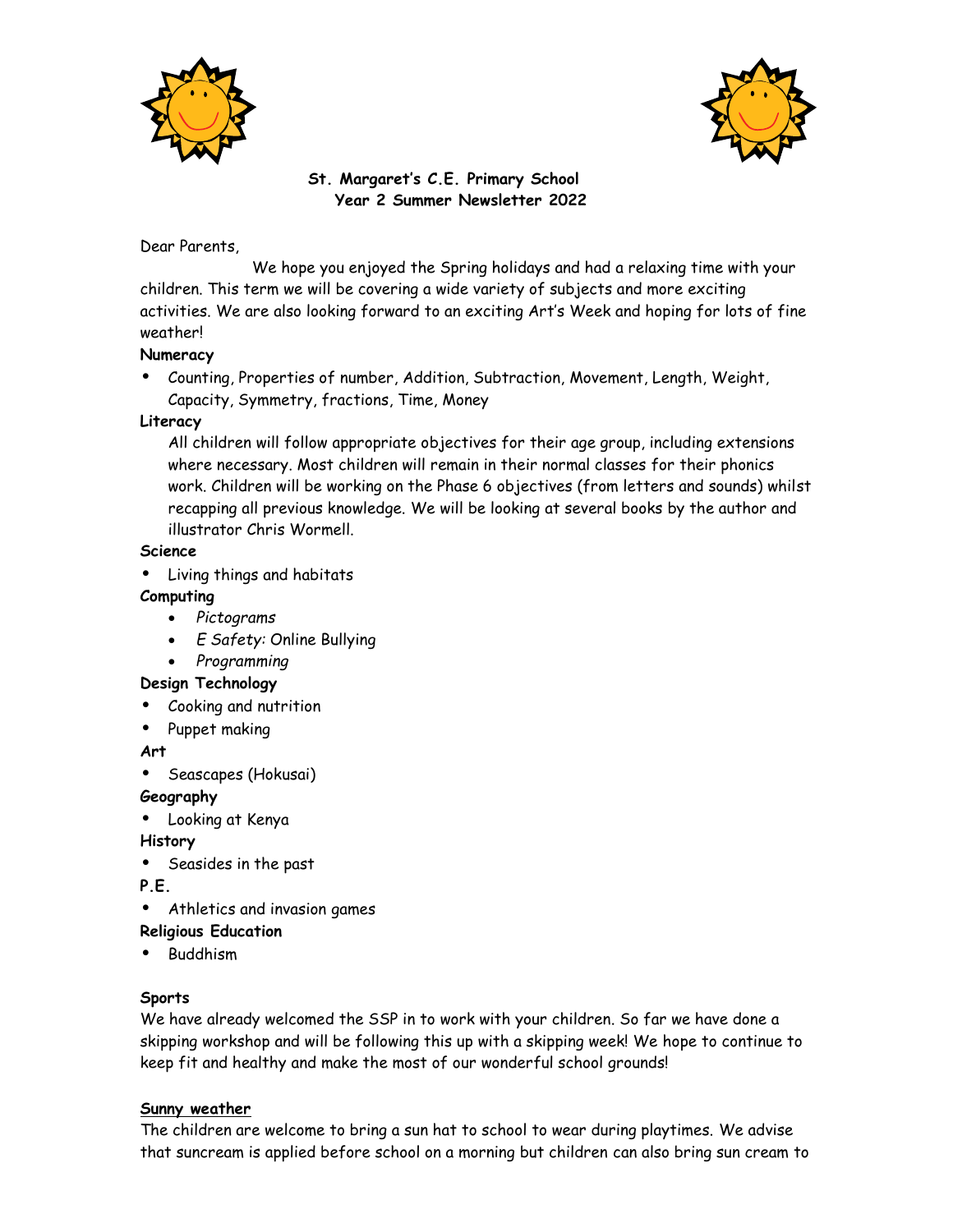# St. Margaret's C.E. Primary School
## Year 2 Summer Newsletter 2022

Dear Parents,

We hope you enjoyed the Spring holidays and had a relaxing time with your children. This term we will be covering a wide variety of subjects and more exciting activities. We are also looking forward to an exciting Art's Week and hoping for lots of fine weather!

**Numeracy**

- Counting, Properties of number, Addition, Subtraction, Movement, Length, Weight, Capacity, Symmetry, fractions, Time, Money

**Literacy**

All children will follow appropriate objectives for their age group, including extensions where necessary. Most children will remain in their normal classes for their phonics work. Children will be working on the Phase 6 objectives (from letters and sounds) whilst recapping all previous knowledge. We will be looking at several books by the author and illustrator Chris Wormell.

**Science**

- Living things and habitats

**Computing**

- *Pictograms*
- *E Safety:* Online Bullying
- *Programming*

**Design Technology**

- Cooking and nutrition
- Puppet making

**Art**

- Seascapes (Hokusai)

**Geography**

- Looking at Kenya

**History**

- Seasides in the past

**P.E.**

- Athletics and invasion games

**Religious Education**

- Buddhism

**Sports**

We have already welcomed the SSP in to work with your children. So far we have done a skipping workshop and will be following this up with a skipping week! We hope to continue to keep fit and healthy and make the most of our wonderful school grounds!

**Sunny weather**

The children are welcome to bring a sun hat to school to wear during playtimes. We advise that suncream is applied before school on a morning but children can also bring sun cream to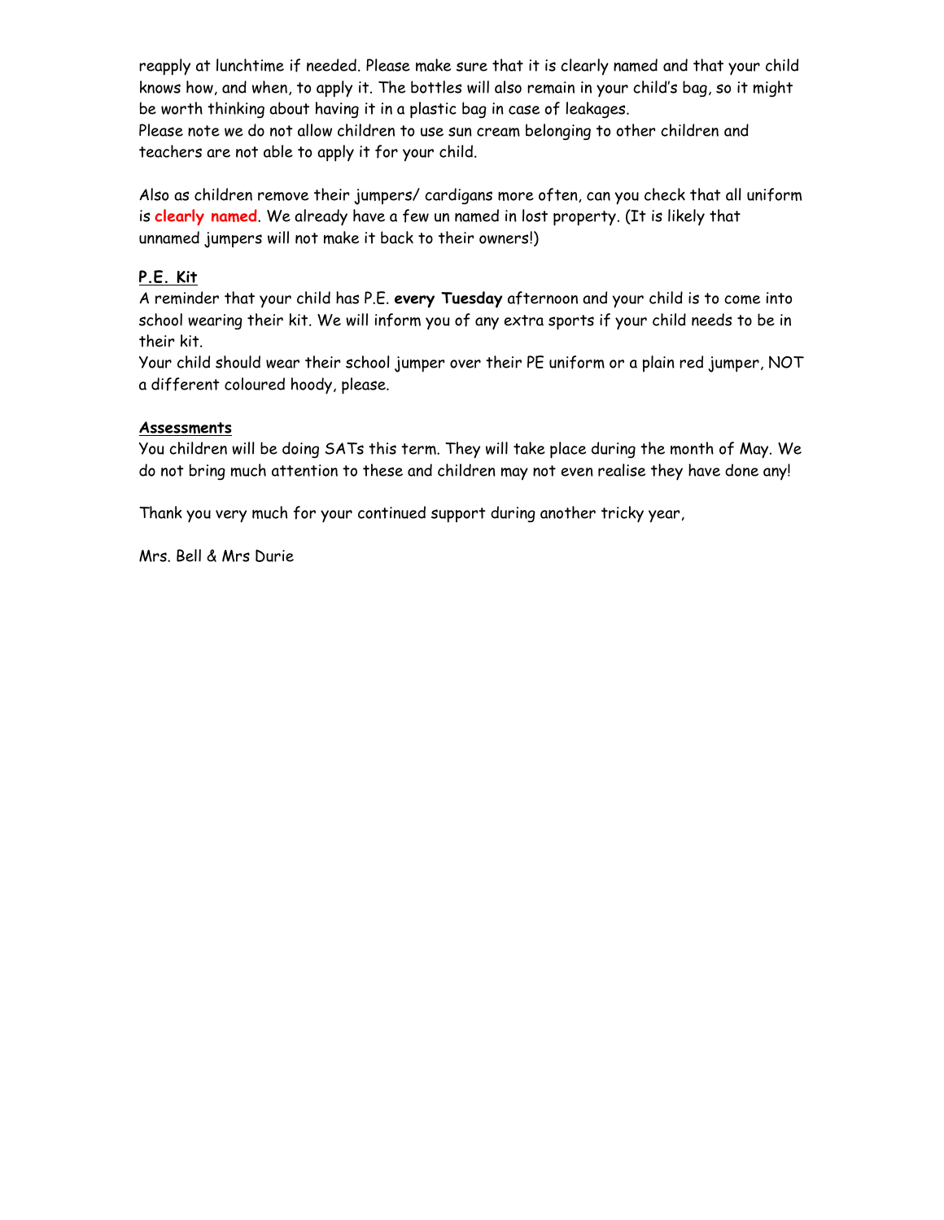reapply at lunchtime if needed. Please make sure that it is clearly named and that your child knows how, and when, to apply it. The bottles will also remain in your child's bag, so it might be worth thinking about having it in a plastic bag in case of leakages.
Please note we do not allow children to use sun cream belonging to other children and teachers are not able to apply it for your child.

Also as children remove their jumpers/ cardigans more often, can you check that all uniform is **clearly named**. We already have a few un named in lost property. (It is likely that unnamed jumpers will not make it back to their owners!)

## P.E. Kit

A reminder that your child has P.E. **every Tuesday** afternoon and your child is to come into school wearing their kit. We will inform you of any extra sports if your child needs to be in their kit.
Your child should wear their school jumper over their PE uniform or a plain red jumper, NOT a different coloured hoody, please.

## Assessments

You children will be doing SATs this term. They will take place during the month of May. We do not bring much attention to these and children may not even realise they have done any!

Thank you very much for your continued support during another tricky year,

Mrs. Bell & Mrs Durie